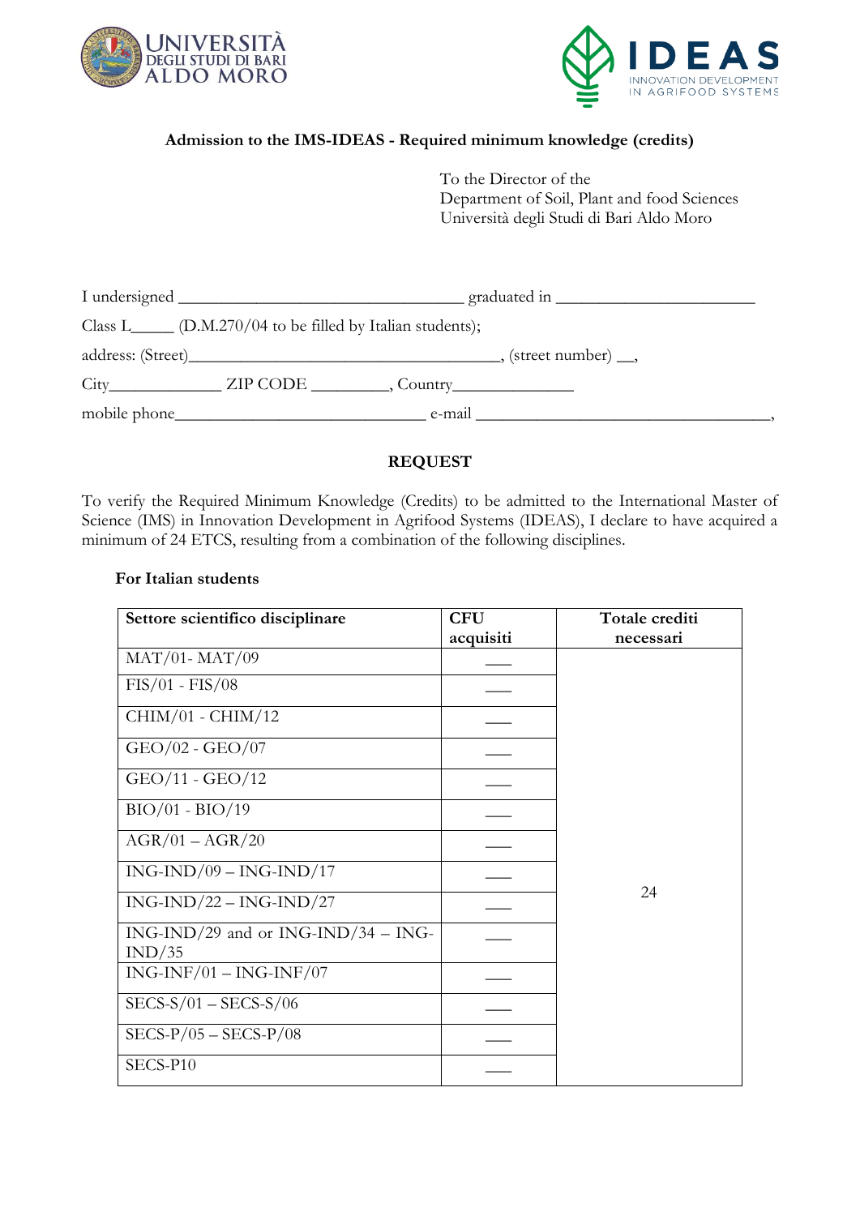**Admission to the IMS-IDEAS - Required minimum knowledge (credits)**

To the Director of the
Department of Soil, Plant and food Sciences
Università degli Studi di Bari Aldo Moro

I undersigned _________________________________ graduated in ______________________

Class L_____ (D.M.270/04 to be filled by Italian students);

address: (Street)____________________________________, (street number) __,

City_____________ ZIP CODE _________, Country______________

mobile phone_____________________________ e-mail __________________________________,

## REQUEST

To verify the Required Minimum Knowledge (Credits) to be admitted to the International Master of Science (IMS) in Innovation Development in Agrifood Systems (IDEAS), I declare to have acquired a minimum of 24 ETCS, resulting from a combination of the following disciplines.

**For Italian students**

| Settore scientifico disciplinare | CFU acquisiti | Totale crediti necessari |
|---|---|---|
| MAT/01- MAT/09 | ___ | 24 |
| FIS/01 - FIS/08 | ___ | |
| CHIM/01 - CHIM/12 | ___ | |
| GEO/02 - GEO/07 | ___ | |
| GEO/11 - GEO/12 | ___ | |
| BIO/01 - BIO/19 | ___ | |
| AGR/01 – AGR/20 | ___ | |
| ING-IND/09 – ING-IND/17 | ___ | |
| ING-IND/22 – ING-IND/27 | ___ | |
| ING-IND/29 and or ING-IND/34 – ING-IND/35 | ___ | |
| ING-INF/01 – ING-INF/07 | ___ | |
| SECS-S/01 – SECS-S/06 | ___ | |
| SECS-P/05 – SECS-P/08 | ___ | |
| SECS-P10 | ___ | |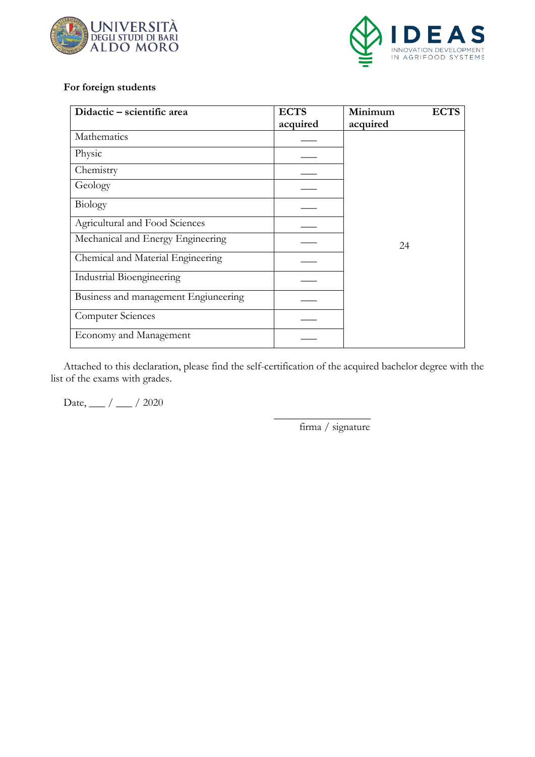**For foreign students**

| Didactic – scientific area | ECTS acquired | Minimum ECTS acquired |
|---|---|---|
| Mathematics | ___ | 24 |
| Physic | ___ | |
| Chemistry | ___ | |
| Geology | ___ | |
| Biology | ___ | |
| Agricultural and Food Sciences | ___ | |
| Mechanical and Energy Engineering | ___ | |
| Chemical and Material Engineering | ___ | |
| Industrial Bioengineering | ___ | |
| Business and management Engiuneering | ___ | |
| Computer Sciences | ___ | |
| Economy and Management | ___ | |

Attached to this declaration, please find the self-certification of the acquired bachelor degree with the list of the exams with grades.

Date, ___ / ___ / 2020

___________________

firma / signature